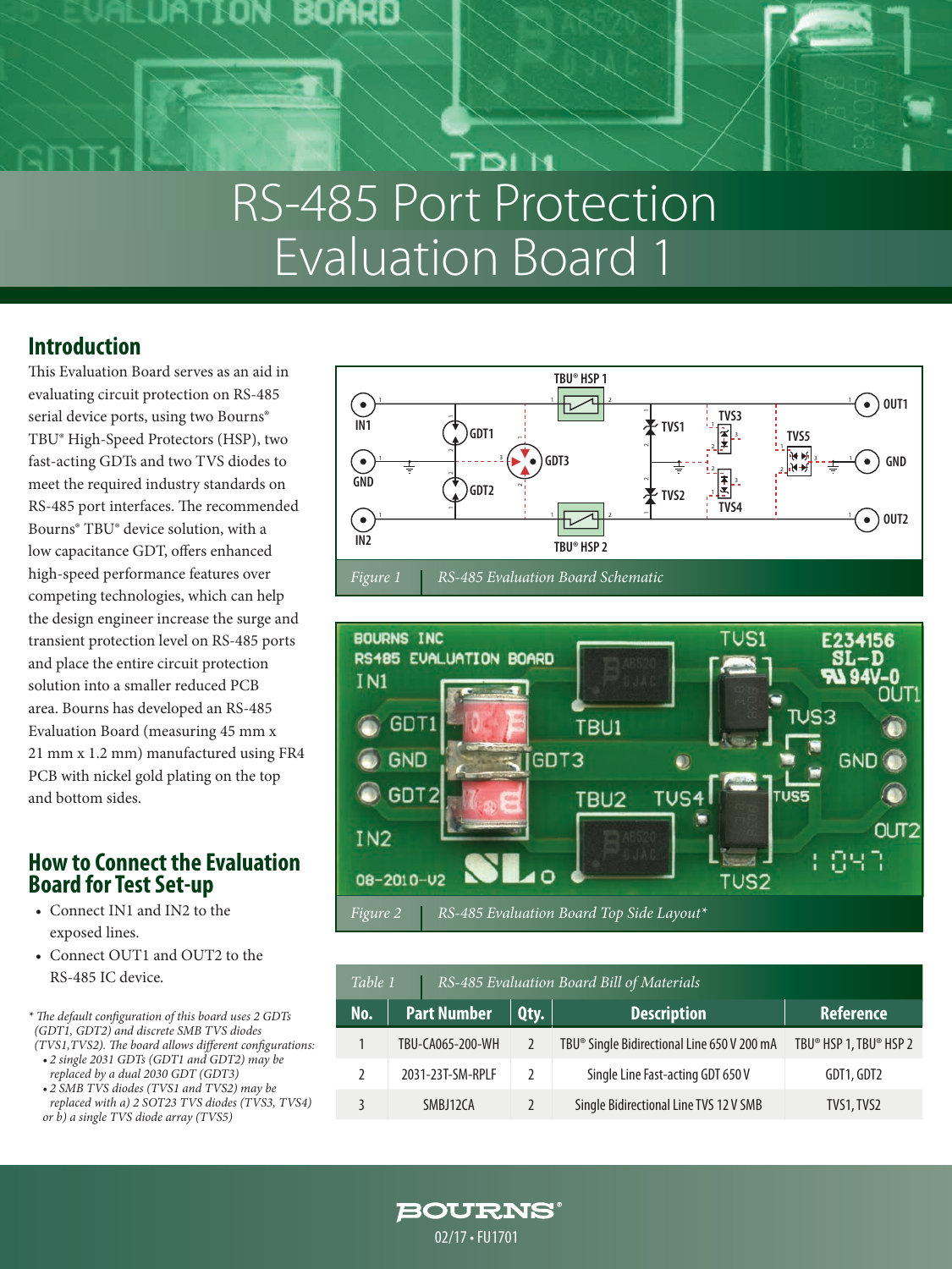# RS-485 Port Protection Evaluation Board 1

## Introduction

This Evaluation Board serves as an aid in evaluating circuit protection on RS-485 serial device ports, using two Bourns® TBU® High-Speed Protectors (HSP), two fast-acting GDTs and two TVS diodes to meet the required industry standards on RS-485 port interfaces. The recommended Bourns® TBU® device solution, with a low capacitance GDT, offers enhanced high-speed performance features over competing technologies, which can help the design engineer increase the surge and transient protection level on RS-485 ports and place the entire circuit protection solution into a smaller reduced PCB area. Bourns has developed an RS-485 Evaluation Board (measuring 45 mm x 21 mm x 1.2 mm) manufactured using FR4 PCB with nickel gold plating on the top and bottom sides.

*Figure 1* RS-485 Evaluation Board Schematic

*Figure 2* RS-485 Evaluation Board Top Side Layout*

## How to Connect the Evaluation Board for Test Set-up

- Connect IN1 and IN2 to the exposed lines.
- Connect OUT1 and OUT2 to the RS-485 IC device.

*\* The default configuration of this board uses 2 GDTs (GDT1, GDT2) and discrete SMB TVS diodes (TVS1,TVS2). The board allows different configurations:*
- *2 single 2031 GDTs (GDT1 and GDT2) may be replaced by a dual 2030 GDT (GDT3)*
- *2 SMB TVS diodes (TVS1 and TVS2) may be replaced with a) 2 SOT23 TVS diodes (TVS3, TVS4) or b) a single TVS diode array (TVS5)*

*Table 1* RS-485 Evaluation Board Bill of Materials

| No. | Part Number | Qty. | Description | Reference |
|---|---|---|---|---|
| 1 | TBU-CA065-200-WH | 2 | TBU® Single Bidirectional Line 650 V 200 mA | TBU® HSP 1, TBU® HSP 2 |
| 2 | 2031-23T-SM-RPLF | 2 | Single Line Fast-acting GDT 650 V | GDT1, GDT2 |
| 3 | SMBJ12CA | 2 | Single Bidirectional Line TVS 12 V SMB | TVS1, TVS2 |

BOURNS®

02/17 • FU1701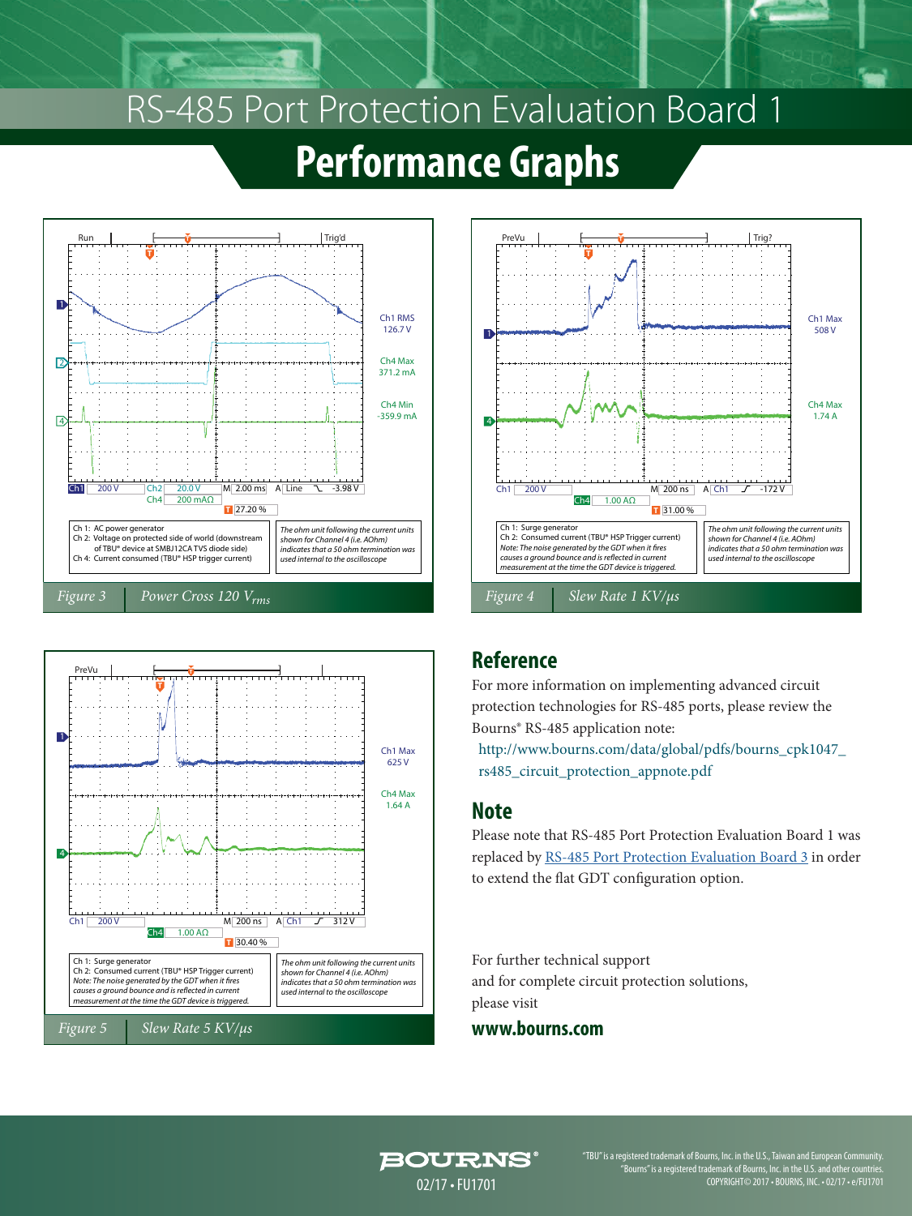# RS-485 Port Protection Evaluation Board 1

## Performance Graphs

Run
Trig'd
Ch1 RMS
126.7 V
Ch4 Max
371.2 mA
Ch4 Min
-359.9 mA
Ch1 200 V Ch2 20.0 V M 2.00 ms A Line -3.98 V
Ch4 200 mAΩ
27.20 %

Ch 1: AC power generator
Ch 2: Voltage on protected side of world (downstream of TBU® device at SMBJ12CA TVS diode side)
Ch 4: Current consumed (TBU® HSP trigger current)

*The ohm unit following the current units shown for Channel 4 (i.e. AOhm) indicates that a 50 ohm termination was used internal to the oscilloscope*

*Figure 3* *Power Cross 120 $V_{rms}$*

PreVu
Trig?
Ch1 Max
508 V
Ch4 Max
1.74 A
Ch1 200 V M 200 ns A Ch1 -172 V
Ch4 1.00 AΩ
31.00 %

Ch 1: Surge generator
Ch 2: Consumed current (TBU® HSP Trigger current)
*Note: The noise generated by the GDT when it fires causes a ground bounce and is reflected in current measurement at the time the GDT device is triggered.*

*The ohm unit following the current units shown for Channel 4 (i.e. AOhm) indicates that a 50 ohm termination was used internal to the oscilloscope*

*Figure 4* *Slew Rate 1 KV/μs*

PreVu
Ch1 Max
625 V
Ch4 Max
1.64 A
Ch1 200 V M 200 ns A Ch1 312 V
Ch4 1.00 AΩ
30.40 %

Ch 1: Surge generator
Ch 2: Consumed current (TBU® HSP Trigger current)
*Note: The noise generated by the GDT when it fires causes a ground bounce and is reflected in current measurement at the time the GDT device is triggered.*

*The ohm unit following the current units shown for Channel 4 (i.e. AOhm) indicates that a 50 ohm termination was used internal to the oscilloscope*

*Figure 5* *Slew Rate 5 KV/μs*

## Reference

For more information on implementing advanced circuit protection technologies for RS-485 ports, please review the Bourns® RS-485 application note:
http://www.bourns.com/data/global/pdfs/bourns_cpk1047_rs485_circuit_protection_appnote.pdf

## Note

Please note that RS-485 Port Protection Evaluation Board 1 was replaced by RS-485 Port Protection Evaluation Board 3 in order to extend the flat GDT configuration option.

For further technical support
and for complete circuit protection solutions,
please visit
**www.bourns.com**

BOURNS®
02/17 • FU1701

"TBU" is a registered trademark of Bourns, Inc. in the U.S., Taiwan and European Community.
"Bourns" is a registered trademark of Bourns, Inc. in the U.S. and other countries.
COPYRIGHT© 2017 • BOURNS, INC. • 02/17 • e/FU1701